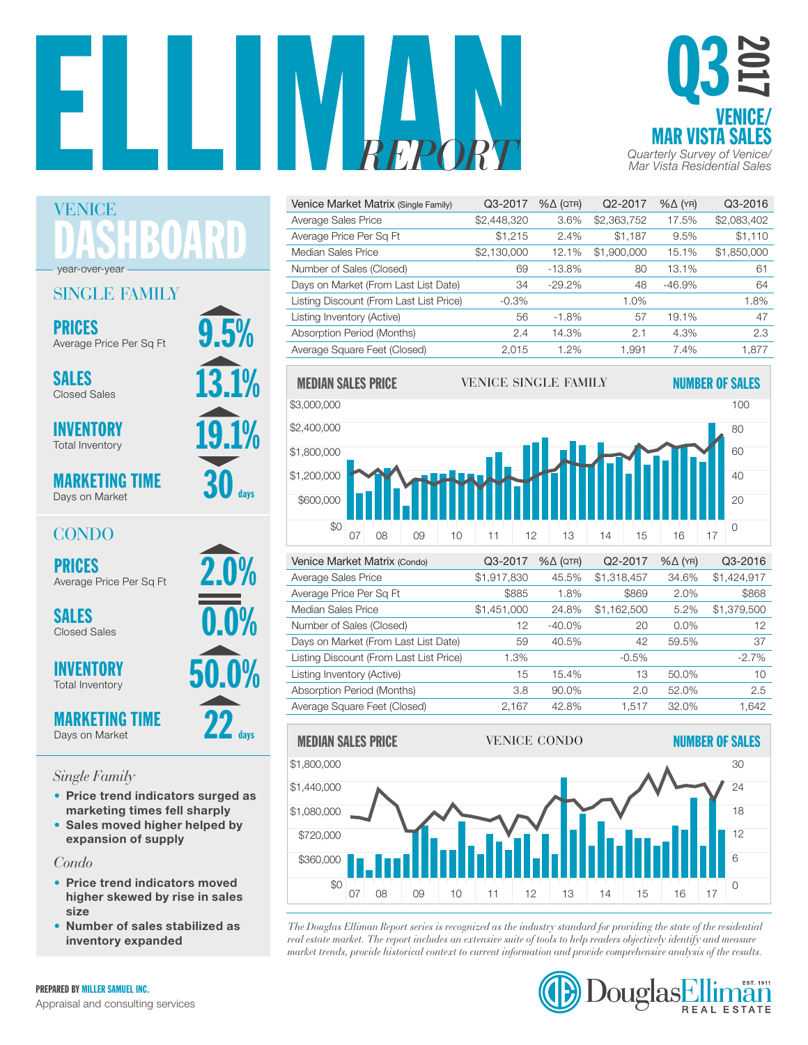# ELLIMAN REPORT

## Q3 2017

## VENICE/ MAR VISTA SALES

*Quarterly Survey of Venice/ Mar Vista Residential Sales*

## VENICE DASHBOARD

year-over-year

### SINGLE FAMILY

**PRICES**
Average Price Per Sq Ft
▲ 9.5%

**SALES**
Closed Sales
▲ 13.1%

**INVENTORY**
Total Inventory
▲ 19.1%

**MARKETING TIME**
Days on Market
▼ 30 days

### CONDO

**PRICES**
Average Price Per Sq Ft
▲ 2.0%

**SALES**
Closed Sales
= 0.0%

**INVENTORY**
Total Inventory
▲ 50.0%

**MARKETING TIME**
Days on Market
▲ 22 days

*Single Family*

- **Price trend indicators surged as marketing times fell sharply**
- **Sales moved higher helped by expansion of supply**

*Condo*

- **Price trend indicators moved higher skewed by rise in sales size**
- **Number of sales stabilized as inventory expanded**

| Venice Market Matrix (Single Family) | Q3-2017 | %Δ (QTR) | Q2-2017 | %Δ (YR) | Q3-2016 |
|---|---|---|---|---|---|
| Average Sales Price | $2,448,320 | 3.6% | $2,363,752 | 17.5% | $2,083,402 |
| Average Price Per Sq Ft | $1,215 | 2.4% | $1,187 | 9.5% | $1,110 |
| Median Sales Price | $2,130,000 | 12.1% | $1,900,000 | 15.1% | $1,850,000 |
| Number of Sales (Closed) | 69 | -13.8% | 80 | 13.1% | 61 |
| Days on Market (From Last List Date) | 34 | -29.2% | 48 | -46.9% | 64 |
| Listing Discount (From Last List Price) | -0.3% | | 1.0% | | 1.8% |
| Listing Inventory (Active) | 56 | -1.8% | 57 | 19.1% | 47 |
| Absorption Period (Months) | 2.4 | 14.3% | 2.1 | 4.3% | 2.3 |
| Average Square Feet (Closed) | 2,015 | 1.2% | 1,991 | 7.4% | 1,877 |

**MEDIAN SALES PRICE** — VENICE SINGLE FAMILY — **NUMBER OF SALES**

| Venice Market Matrix (Condo) | Q3-2017 | %Δ (QTR) | Q2-2017 | %Δ (YR) | Q3-2016 |
|---|---|---|---|---|---|
| Average Sales Price | $1,917,830 | 45.5% | $1,318,457 | 34.6% | $1,424,917 |
| Average Price Per Sq Ft | $885 | 1.8% | $869 | 2.0% | $868 |
| Median Sales Price | $1,451,000 | 24.8% | $1,162,500 | 5.2% | $1,379,500 |
| Number of Sales (Closed) | 12 | -40.0% | 20 | 0.0% | 12 |
| Days on Market (From Last List Date) | 59 | 40.5% | 42 | 59.5% | 37 |
| Listing Discount (From Last List Price) | 1.3% | | -0.5% | | -2.7% |
| Listing Inventory (Active) | 15 | 15.4% | 13 | 50.0% | 10 |
| Absorption Period (Months) | 3.8 | 90.0% | 2.0 | 52.0% | 2.5 |
| Average Square Feet (Closed) | 2,167 | 42.8% | 1,517 | 32.0% | 1,642 |

**MEDIAN SALES PRICE** — VENICE CONDO — **NUMBER OF SALES**

*The Douglas Elliman Report series is recognized as the industry standard for providing the state of the residential real estate market. The report includes an extensive suite of tools to help readers objectively identify and measure market trends, provide historical context to current information and provide comprehensive analysis of the results.*

**PREPARED BY MILLER SAMUEL INC.**
Appraisal and consulting services

Douglas Elliman Real Estate — EST. 1911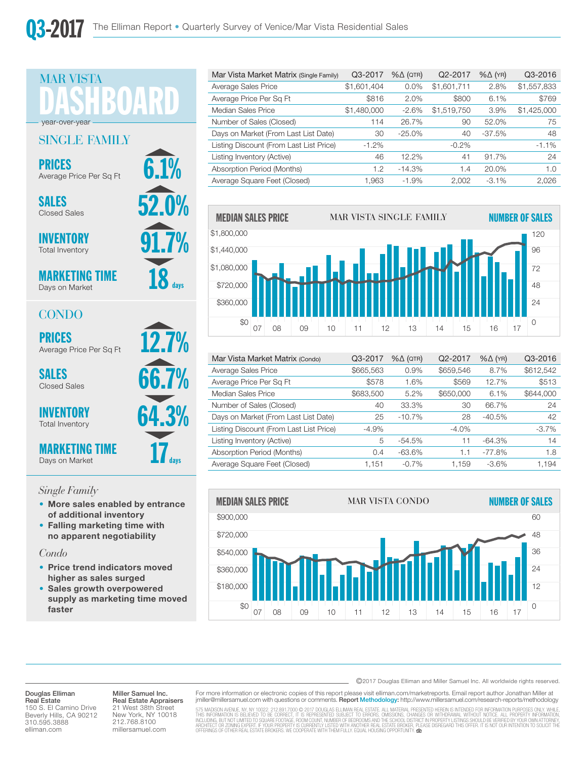# Q3-2017 The Elliman Report • Quarterly Survey of Venice/Mar Vista Residential Sales

## MAR VISTA DASHBOARD

year-over-year

### SINGLE FAMILY

**PRICES** Average Price Per Sq Ft — 6.1%

**SALES** Closed Sales — 52.0%

**INVENTORY** Total Inventory — 91.7%

**MARKETING TIME** Days on Market — 18 days

### CONDO

**PRICES** Average Price Per Sq Ft — 12.7%

**SALES** Closed Sales — 66.7%

**INVENTORY** Total Inventory — 64.3%

**MARKETING TIME** Days on Market — 17 days

*Single Family*

- **More sales enabled by entrance of additional inventory**
- **Falling marketing time with no apparent negotiability**

*Condo*

- **Price trend indicators moved higher as sales surged**
- **Sales growth overpowered supply as marketing time moved faster**

| Mar Vista Market Matrix (Single Family) | Q3-2017 | %Δ (QTR) | Q2-2017 | %Δ (YR) | Q3-2016 |
|---|---|---|---|---|---|
| Average Sales Price | $1,601,404 | 0.0% | $1,601,711 | 2.8% | $1,557,833 |
| Average Price Per Sq Ft | $816 | 2.0% | $800 | 6.1% | $769 |
| Median Sales Price | $1,480,000 | -2.6% | $1,519,750 | 3.9% | $1,425,000 |
| Number of Sales (Closed) | 114 | 26.7% | 90 | 52.0% | 75 |
| Days on Market (From Last List Date) | 30 | -25.0% | 40 | -37.5% | 48 |
| Listing Discount (From Last List Price) | -1.2% | | -0.2% | | -1.1% |
| Listing Inventory (Active) | 46 | 12.2% | 41 | 91.7% | 24 |
| Absorption Period (Months) | 1.2 | -14.3% | 1.4 | 20.0% | 1.0 |
| Average Square Feet (Closed) | 1,963 | -1.9% | 2,002 | -3.1% | 2,026 |

MEDIAN SALES PRICE — MAR VISTA SINGLE FAMILY — NUMBER OF SALES

$1,800,000
$1,440,000
$1,080,000
$720,000
$360,000
$0

120
96
72
48
24
0

07 08 09 10 11 12 13 14 15 16 17

| Mar Vista Market Matrix (Condo) | Q3-2017 | %Δ (QTR) | Q2-2017 | %Δ (YR) | Q3-2016 |
|---|---|---|---|---|---|
| Average Sales Price | $665,563 | 0.9% | $659,546 | 8.7% | $612,542 |
| Average Price Per Sq Ft | $578 | 1.6% | $569 | 12.7% | $513 |
| Median Sales Price | $683,500 | 5.2% | $650,000 | 6.1% | $644,000 |
| Number of Sales (Closed) | 40 | 33.3% | 30 | 66.7% | 24 |
| Days on Market (From Last List Date) | 25 | -10.7% | 28 | -40.5% | 42 |
| Listing Discount (From Last List Price) | -4.9% | | -4.0% | | -3.7% |
| Listing Inventory (Active) | 5 | -54.5% | 11 | -64.3% | 14 |
| Absorption Period (Months) | 0.4 | -63.6% | 1.1 | -77.8% | 1.8 |
| Average Square Feet (Closed) | 1,151 | -0.7% | 1,159 | -3.6% | 1,194 |

MEDIAN SALES PRICE — MAR VISTA CONDO — NUMBER OF SALES

$900,000
$720,000
$540,000
$360,000
$180,000
$0

60
48
36
24
12
0

07 08 09 10 11 12 13 14 15 16 17

©2017 Douglas Elliman and Miller Samuel Inc. All worldwide rights reserved.

**Douglas Elliman Real Estate**
150 S. El Camino Drive
Beverly Hills, CA 90212
310.595.3888
elliman.com

**Miller Samuel Inc. Real Estate Appraisers**
21 West 38th Street
New York, NY 10018
212.768.8100
millersamuel.com

For more information or electronic copies of this report please visit elliman.com/marketreports. Email report author Jonathan Miller at jmiller@millersamuel.com with questions or comments. **Report Methodology:** http://www.millersamuel.com/research-reports/methodology

575 MADISON AVENUE, NY, NY 10022. 212.891.7000 © 2017 DOUGLAS ELLIMAN REAL ESTATE. ALL MATERIAL PRESENTED HEREIN IS INTENDED FOR INFORMATION PURPOSES ONLY. WHILE, THIS INFORMATION IS BELIEVED TO BE CORRECT, IT IS REPRESENTED SUBJECT TO ERRORS, OMISSIONS, CHANGES OR WITHDRAWAL WITHOUT NOTICE. ALL PROPERTY INFORMATION, INCLUDING, BUT NOT LIMITED TO SQUARE FOOTAGE, ROOM COUNT, NUMBER OF BEDROOMS AND THE SCHOOL DISTRICT IN PROPERTY LISTINGS SHOULD BE VERIFIED BY YOUR OWN ATTORNEY, ARCHITECT OR ZONING EXPERT. IF YOUR PROPERTY IS CURRENTLY LISTED WITH ANOTHER REAL ESTATE BROKER, PLEASE DISREGARD THIS OFFER. IT IS NOT OUR INTENTION TO SOLICIT THE OFFERINGS OF OTHER REAL ESTATE BROKERS. WE COOPERATE WITH THEM FULLY. EQUAL HOUSING OPPORTUNITY.